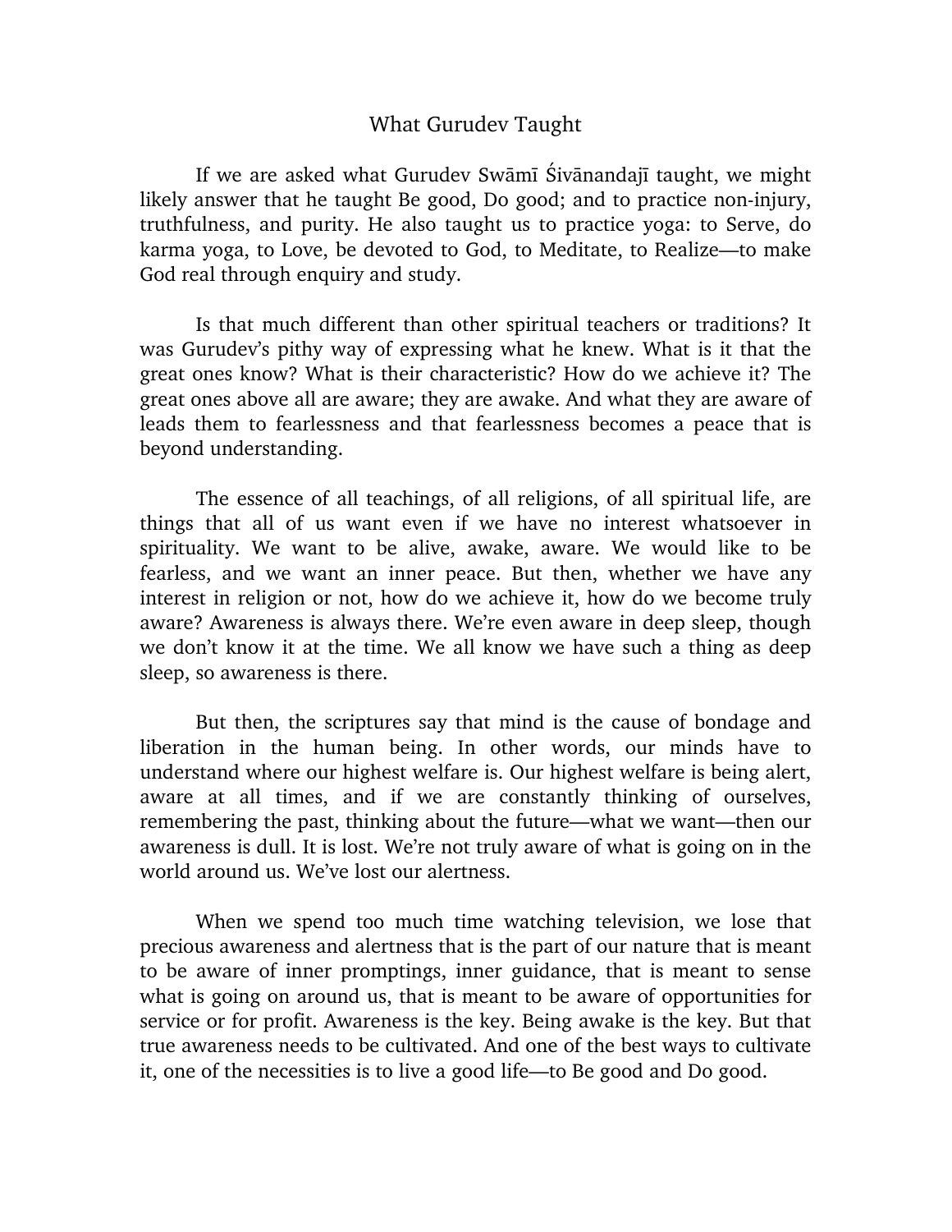# What Gurudev Taught

If we are asked what Gurudev Swāmī Śivānandajī taught, we might likely answer that he taught Be good, Do good; and to practice non-injury, truthfulness, and purity. He also taught us to practice yoga: to Serve, do karma yoga, to Love, be devoted to God, to Meditate, to Realize—to make God real through enquiry and study.

Is that much different than other spiritual teachers or traditions? It was Gurudev's pithy way of expressing what he knew. What is it that the great ones know? What is their characteristic? How do we achieve it? The great ones above all are aware; they are awake. And what they are aware of leads them to fearlessness and that fearlessness becomes a peace that is beyond understanding.

The essence of all teachings, of all religions, of all spiritual life, are things that all of us want even if we have no interest whatsoever in spirituality. We want to be alive, awake, aware. We would like to be fearless, and we want an inner peace. But then, whether we have any interest in religion or not, how do we achieve it, how do we become truly aware? Awareness is always there. We're even aware in deep sleep, though we don't know it at the time. We all know we have such a thing as deep sleep, so awareness is there.

But then, the scriptures say that mind is the cause of bondage and liberation in the human being. In other words, our minds have to understand where our highest welfare is. Our highest welfare is being alert, aware at all times, and if we are constantly thinking of ourselves, remembering the past, thinking about the future—what we want—then our awareness is dull. It is lost. We're not truly aware of what is going on in the world around us. We've lost our alertness.

When we spend too much time watching television, we lose that precious awareness and alertness that is the part of our nature that is meant to be aware of inner promptings, inner guidance, that is meant to sense what is going on around us, that is meant to be aware of opportunities for service or for profit. Awareness is the key. Being awake is the key. But that true awareness needs to be cultivated. And one of the best ways to cultivate it, one of the necessities is to live a good life—to Be good and Do good.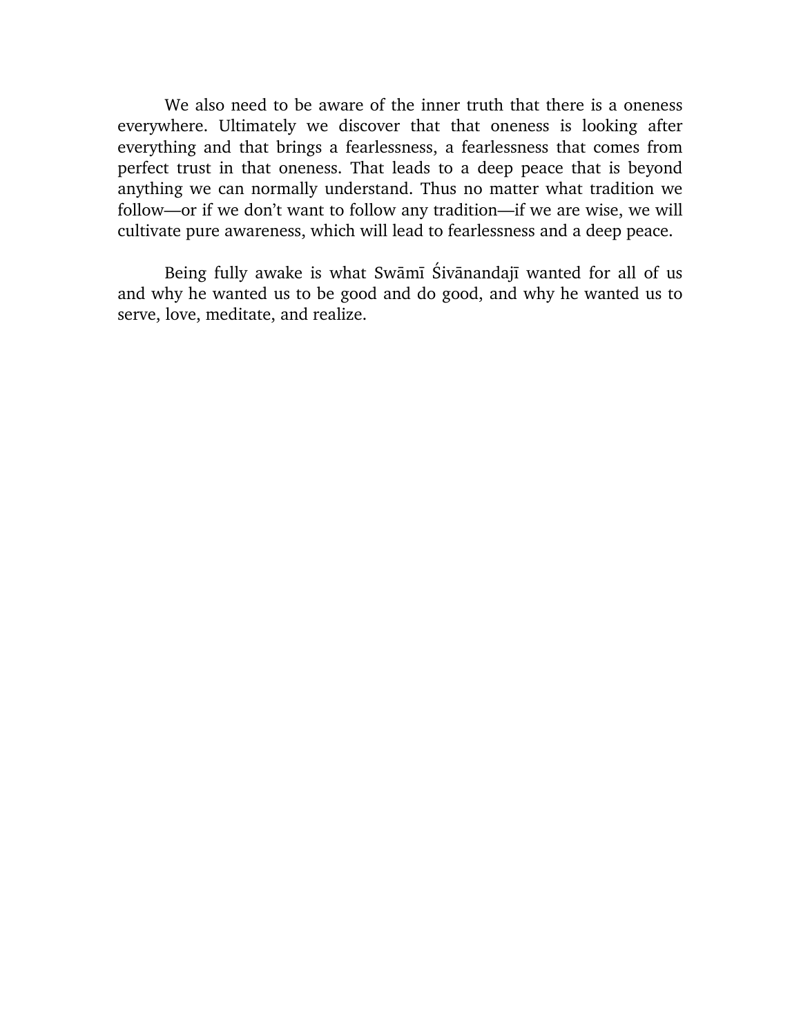We also need to be aware of the inner truth that there is a oneness everywhere. Ultimately we discover that that oneness is looking after everything and that brings a fearlessness, a fearlessness that comes from perfect trust in that oneness. That leads to a deep peace that is beyond anything we can normally understand. Thus no matter what tradition we follow—or if we don't want to follow any tradition—if we are wise, we will cultivate pure awareness, which will lead to fearlessness and a deep peace.

Being fully awake is what Swāmī Śivānandajī wanted for all of us and why he wanted us to be good and do good, and why he wanted us to serve, love, meditate, and realize.